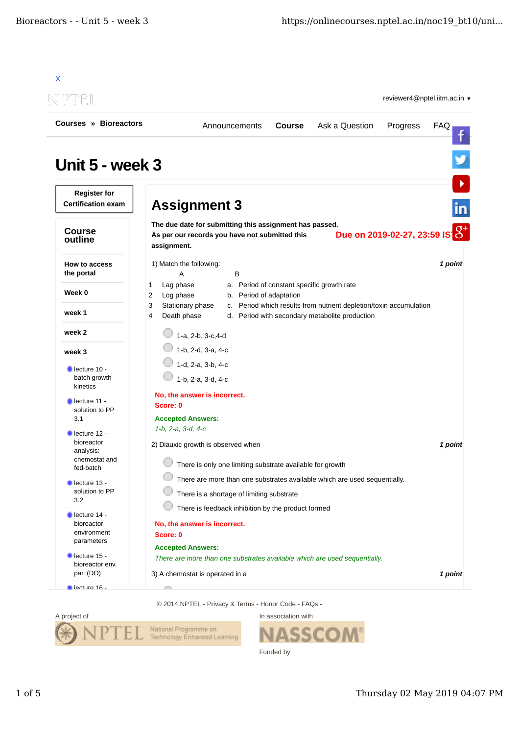X

reviewer4@nptel.iitm.ac.in ▾

**Courses » Bioreactors**

Announcements **Course** Ask a Question Progress FAQ

# Unit 5 - week 3

**Register for Certification exam**

## Course outline

- **How to access the portal**
- **Week 0**
- **week 1**
- **week 2**
- **week 3**
  - lecture 10 - batch growth kinetics
  - lecture 11 - solution to PP 3.1
  - lecture 12 - bioreactor analysis: chemostat and fed-batch
  - lecture 13 - solution to PP 3.2
  - lecture 14 - bioreactor environment parameters
  - lecture 15 - bioreactor env. par. (DO)
  - lecture 16 -

## Assignment 3

**The due date for submitting this assignment has passed.**
**As per our records you have not submitted this assignment.**

**Due on 2019-02-27, 23:59 IST.**

1) Match the following: *1 point*

| | A | | B |
|---|---|---|---|
| 1 | Lag phase | a. | Period of constant specific growth rate |
| 2 | Log phase | b. | Period of adaptation |
| 3 | Stationary phase | c. | Period which results from nutrient depletion/toxin accumulation |
| 4 | Death phase | d. | Period with secondary metabolite production |

- 1-a, 2-b, 3-c,4-d
- 1-b, 2-d, 3-a, 4-c
- 1-d, 2-a, 3-b, 4-c
- 1-b, 2-a, 3-d, 4-c

**No, the answer is incorrect.**
**Score: 0**

**Accepted Answers:**
*1-b, 2-a, 3-d, 4-c*

2) Diauxic growth is observed when *1 point*

- There is only one limiting substrate available for growth
- There are more than one substrates available which are used sequentially.
- There is a shortage of limiting substrate
- There is feedback inhibition by the product formed

**No, the answer is incorrect.**
**Score: 0**

**Accepted Answers:**
*There are more than one substrates available which are used sequentially.*

3) A chemostat is operated in a *1 point*

© 2014 NPTEL - Privacy & Terms - Honor Code - FAQs -

A project of NPTEL National Programme on Technology Enhanced Learning

In association with NASSCOM

Funded by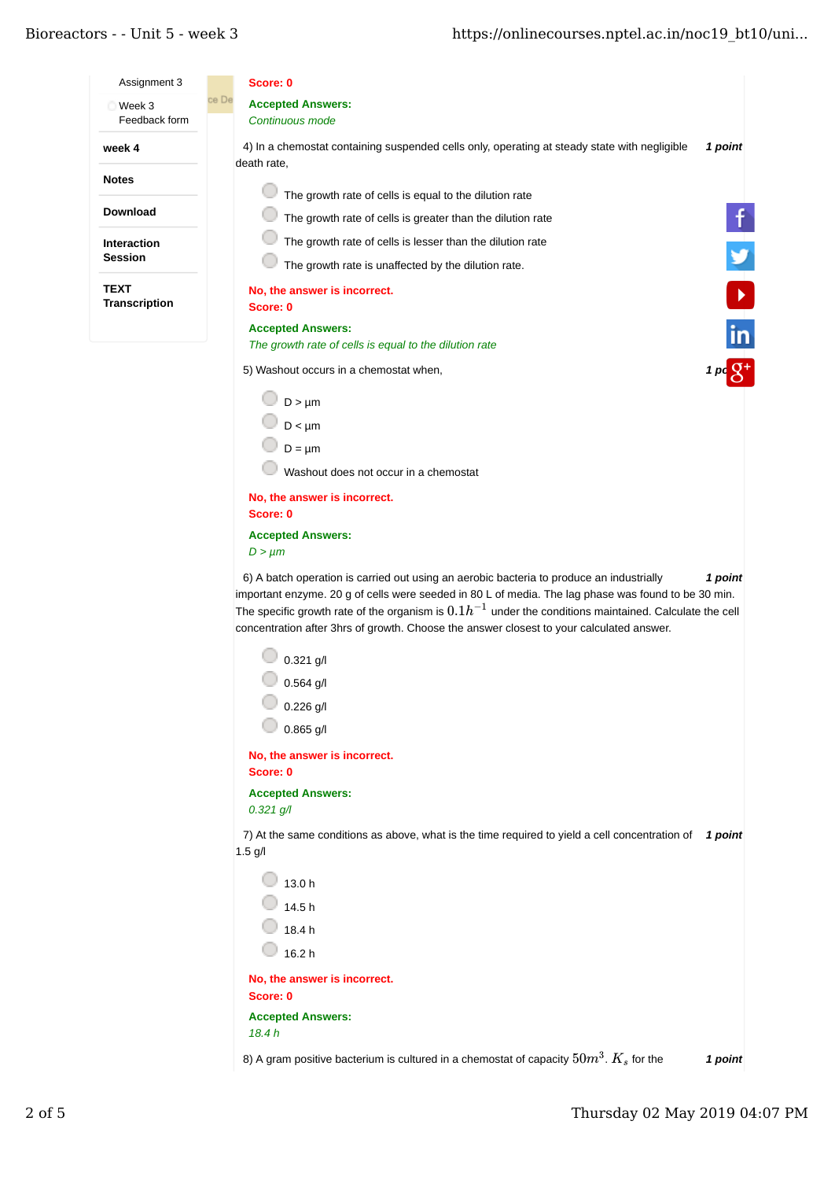Score: 0

**Accepted Answers:**
*Continuous mode*

4) In a chemostat containing suspended cells only, operating at steady state with negligible death rate, **1 point**

- The growth rate of cells is equal to the dilution rate
- The growth rate of cells is greater than the dilution rate
- The growth rate of cells is lesser than the dilution rate
- The growth rate is unaffected by the dilution rate.

**No, the answer is incorrect.**
**Score: 0**

**Accepted Answers:**
*The growth rate of cells is equal to the dilution rate*

5) Washout occurs in a chemostat when, **1 point**

- D > µm
- D < µm
- D = µm
- Washout does not occur in a chemostat

**No, the answer is incorrect.**
**Score: 0**

**Accepted Answers:**
*D > µm*

6) A batch operation is carried out using an aerobic bacteria to produce an industrially important enzyme. 20 g of cells were seeded in 80 L of media. The lag phase was found to be 30 min. The specific growth rate of the organism is $0.1h^{-1}$ under the conditions maintained. Calculate the cell concentration after 3hrs of growth. Choose the answer closest to your calculated answer. **1 point**

- 0.321 g/l
- 0.564 g/l
- 0.226 g/l
- 0.865 g/l

**No, the answer is incorrect.**
**Score: 0**

**Accepted Answers:**
*0.321 g/l*

7) At the same conditions as above, what is the time required to yield a cell concentration of 1.5 g/l **1 point**

- 13.0 h
- 14.5 h
- 18.4 h
- 16.2 h

**No, the answer is incorrect.**
**Score: 0**

**Accepted Answers:**
*18.4 h*

8) A gram positive bacterium is cultured in a chemostat of capacity $50m^3$. $K_s$ for the **1 point**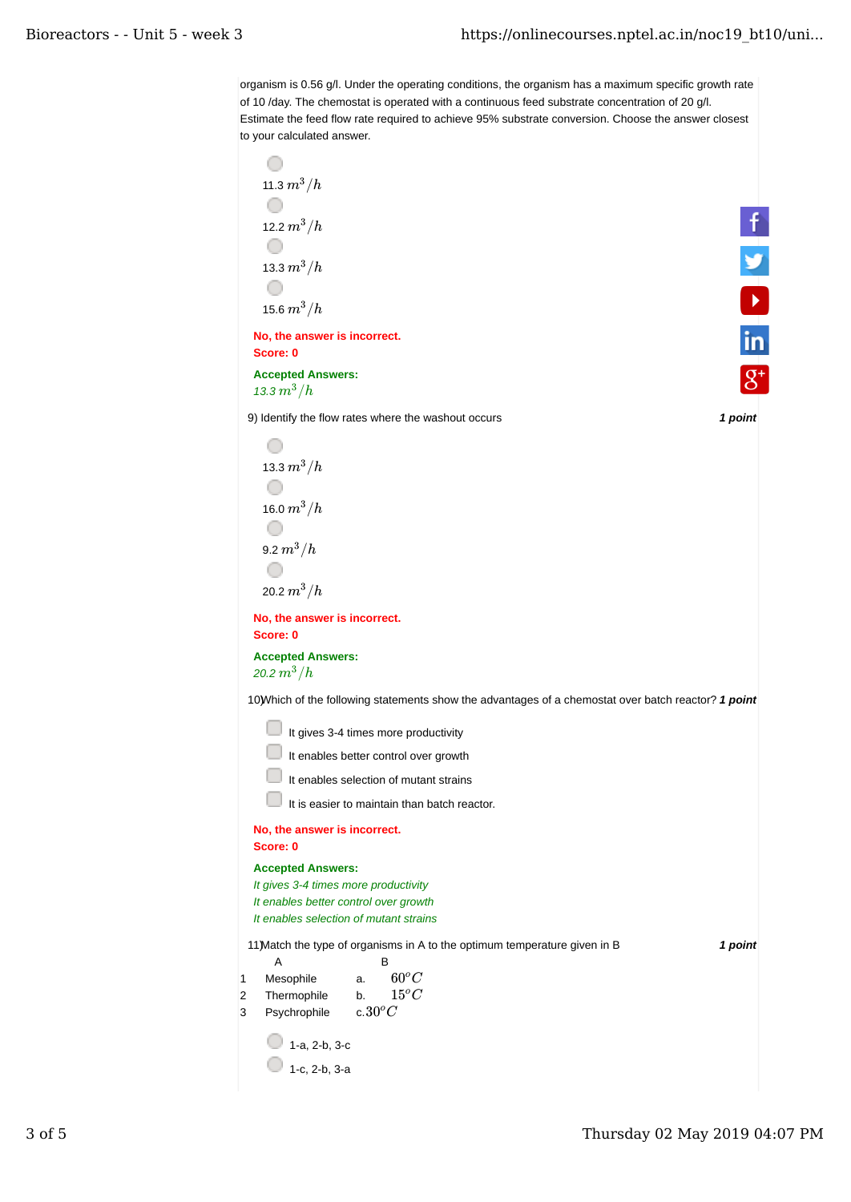organism is 0.56 g/l. Under the operating conditions, the organism has a maximum specific growth rate of 10 /day. The chemostat is operated with a continuous feed substrate concentration of 20 g/l. Estimate the feed flow rate required to achieve 95% substrate conversion. Choose the answer closest to your calculated answer.

- 11.3 $m^3/h$
- 12.2 $m^3/h$
- 13.3 $m^3/h$
- 15.6 $m^3/h$

**No, the answer is incorrect.**
**Score: 0**

**Accepted Answers:**
*13.3 $m^3/h$*

9) Identify the flow rates where the washout occurs **1 point**

- 13.3 $m^3/h$
- 16.0 $m^3/h$
- 9.2 $m^3/h$
- 20.2 $m^3/h$

**No, the answer is incorrect.**
**Score: 0**

**Accepted Answers:**
*20.2 $m^3/h$*

10) Which of the following statements show the advantages of a chemostat over batch reactor? **1 point**

- It gives 3-4 times more productivity
- It enables better control over growth
- It enables selection of mutant strains
- It is easier to maintain than batch reactor.

**No, the answer is incorrect.**
**Score: 0**

**Accepted Answers:**
*It gives 3-4 times more productivity*
*It enables better control over growth*
*It enables selection of mutant strains*

11) Match the type of organisms in A to the optimum temperature given in B **1 point**

|   | A | | B |
|---|---|---|---|
| 1 | Mesophile | a. | $60^oC$ |
| 2 | Thermophile | b. | $15^oC$ |
| 3 | Psychrophile | c. | $30^oC$ |

- 1-a, 2-b, 3-c
- 1-c, 2-b, 3-a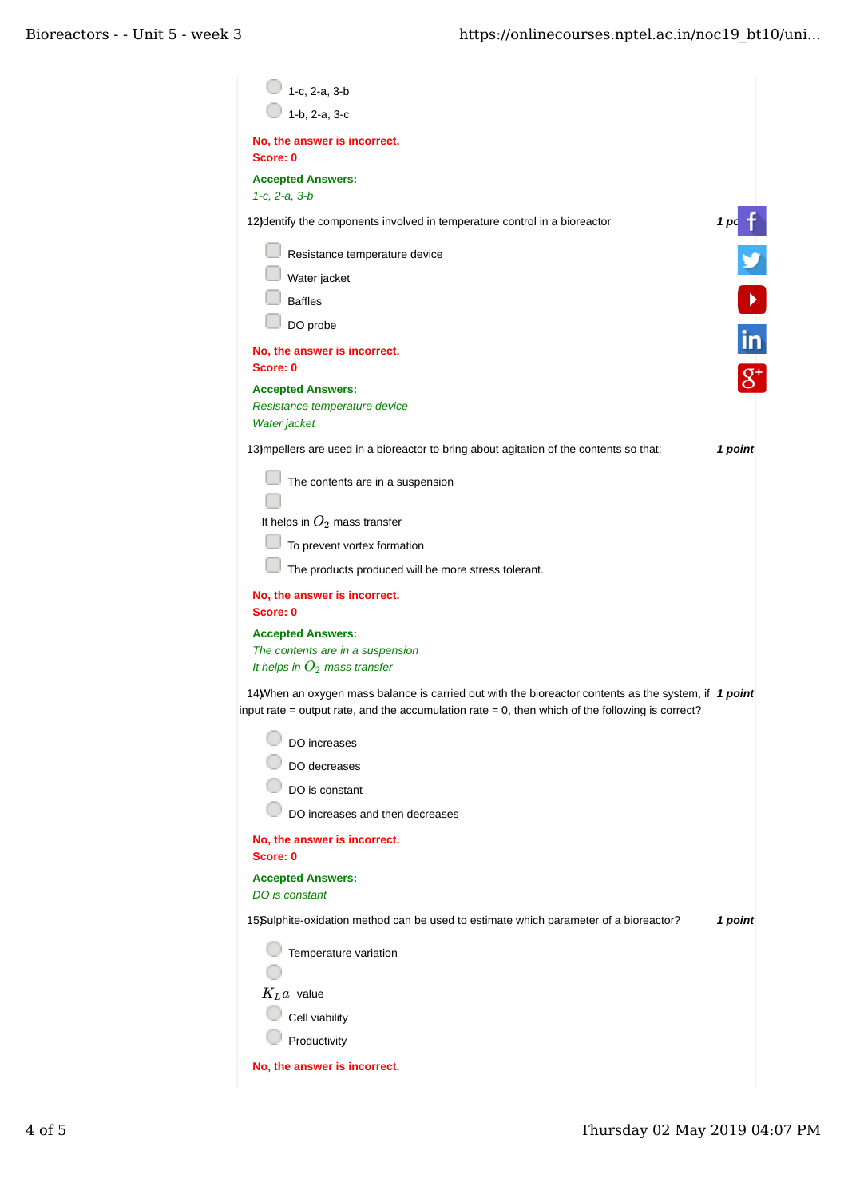- 1-c, 2-a, 3-b
- 1-b, 2-a, 3-c

**No, the answer is incorrect.**
**Score: 0**

**Accepted Answers:**
*1-c, 2-a, 3-b*

12) Identify the components involved in temperature control in a bioreactor **1 point**

- Resistance temperature device
- Water jacket
- Baffles
- DO probe

**No, the answer is incorrect.**
**Score: 0**

**Accepted Answers:**
*Resistance temperature device*
*Water jacket*

13) Impellers are used in a bioreactor to bring about agitation of the contents so that: **1 point**

- The contents are in a suspension
- It helps in $O_2$ mass transfer
- To prevent vortex formation
- The products produced will be more stress tolerant.

**No, the answer is incorrect.**
**Score: 0**

**Accepted Answers:**
*The contents are in a suspension*
*It helps in $O_2$ mass transfer*

14) When an oxygen mass balance is carried out with the bioreactor contents as the system, if input rate = output rate, and the accumulation rate = 0, then which of the following is correct? **1 point**

- DO increases
- DO decreases
- DO is constant
- DO increases and then decreases

**No, the answer is incorrect.**
**Score: 0**

**Accepted Answers:**
*DO is constant*

15) Sulphite-oxidation method can be used to estimate which parameter of a bioreactor? **1 point**

- Temperature variation
- $K_L a$ value
- Cell viability
- Productivity

**No, the answer is incorrect.**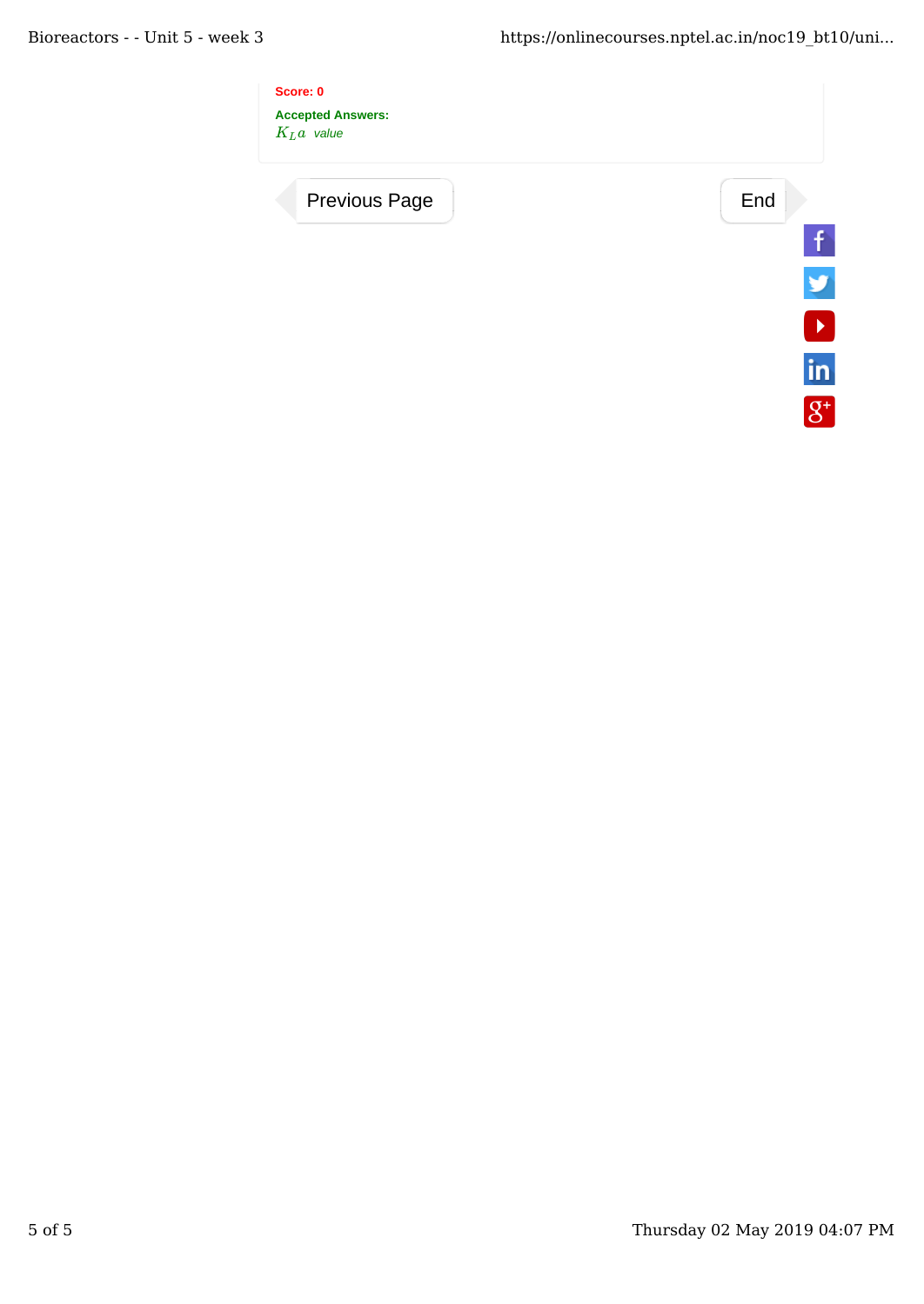**Score: 0**

**Accepted Answers:**
$K_L a$ *value*

Previous Page

End